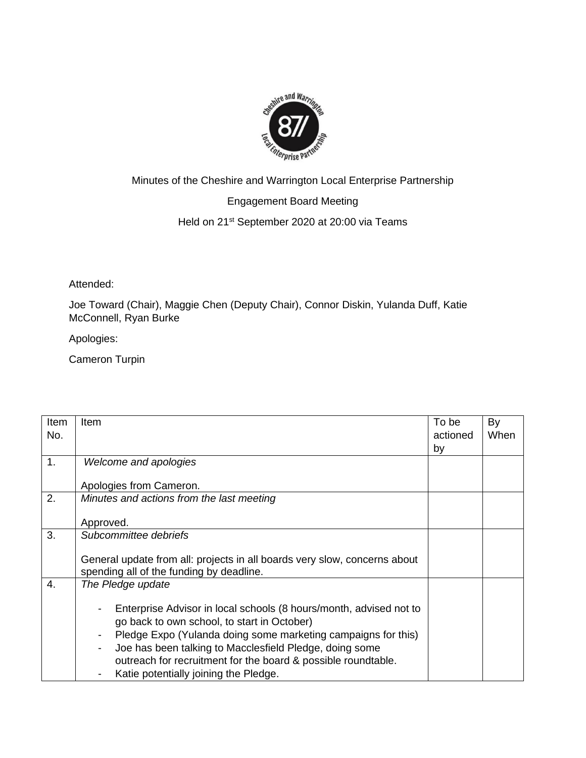Minutes of the Cheshire and Warrington Local Enterprise Partnership

Engagement Board Meeting

Held on 21st September 2020 at 20:00 via Teams

Attended:

Joe Toward (Chair), Maggie Chen (Deputy Chair), Connor Diskin, Yulanda Duff, Katie McConnell, Ryan Burke

Apologies:

Cameron Turpin

| Item No. | Item | To be actioned by | By When |
| --- | --- | --- | --- |
| 1. | *Welcome and apologies*<br><br>Apologies from Cameron. | | |
| 2. | *Minutes and actions from the last meeting*<br><br>Approved. | | |
| 3. | *Subcommittee debriefs*<br><br>General update from all: projects in all boards very slow, concerns about spending all of the funding by deadline. | | |
| 4. | *The Pledge update*<br><br>- Enterprise Advisor in local schools (8 hours/month, advised not to go back to own school, to start in October)<br>- Pledge Expo (Yulanda doing some marketing campaigns for this)<br>- Joe has been talking to Macclesfield Pledge, doing some outreach for recruitment for the board & possible roundtable.<br>- Katie potentially joining the Pledge. | | |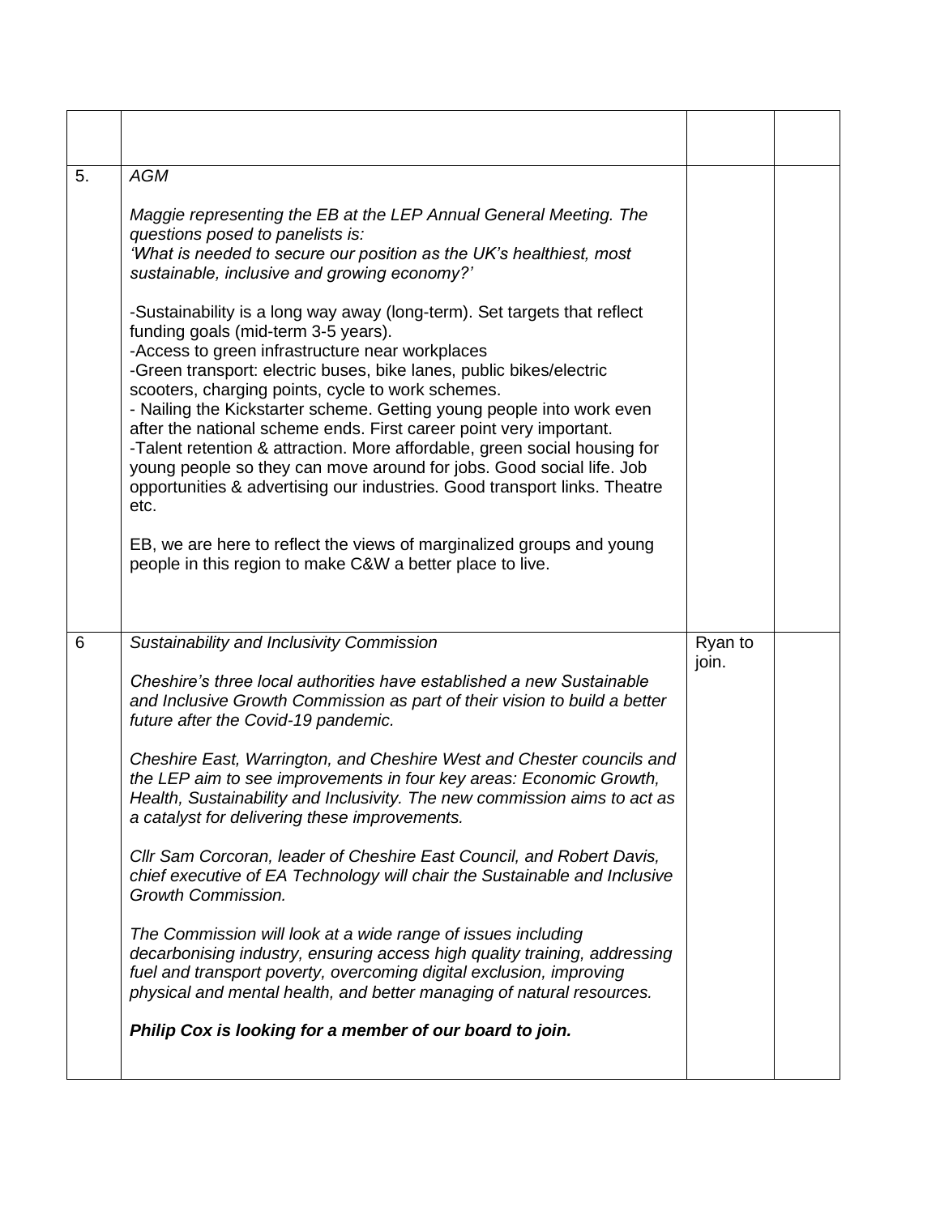| | | | |
|---|---|---|---|
| 5. | *AGM*<br><br>*Maggie representing the EB at the LEP Annual General Meeting. The questions posed to panelists is:*<br>*'What is needed to secure our position as the UK's healthiest, most sustainable, inclusive and growing economy?'*<br><br>-Sustainability is a long way away (long-term). Set targets that reflect funding goals (mid-term 3-5 years).<br>-Access to green infrastructure near workplaces<br>-Green transport: electric buses, bike lanes, public bikes/electric scooters, charging points, cycle to work schemes.<br>- Nailing the Kickstarter scheme. Getting young people into work even after the national scheme ends. First career point very important.<br>-Talent retention & attraction. More affordable, green social housing for young people so they can move around for jobs. Good social life. Job opportunities & advertising our industries. Good transport links. Theatre etc.<br><br>EB, we are here to reflect the views of marginalized groups and young people in this region to make C&W a better place to live. | | |
| 6 | *Sustainability and Inclusivity Commission*<br><br>*Cheshire's three local authorities have established a new Sustainable and Inclusive Growth Commission as part of their vision to build a better future after the Covid-19 pandemic.*<br><br>*Cheshire East, Warrington, and Cheshire West and Chester councils and the LEP aim to see improvements in four key areas: Economic Growth, Health, Sustainability and Inclusivity. The new commission aims to act as a catalyst for delivering these improvements.*<br><br>*Cllr Sam Corcoran, leader of Cheshire East Council, and Robert Davis, chief executive of EA Technology will chair the Sustainable and Inclusive Growth Commission.*<br><br>*The Commission will look at a wide range of issues including decarbonising industry, ensuring access high quality training, addressing fuel and transport poverty, overcoming digital exclusion, improving physical and mental health, and better managing of natural resources.*<br><br>***Philip Cox is looking for a member of our board to join.*** | Ryan to join. | |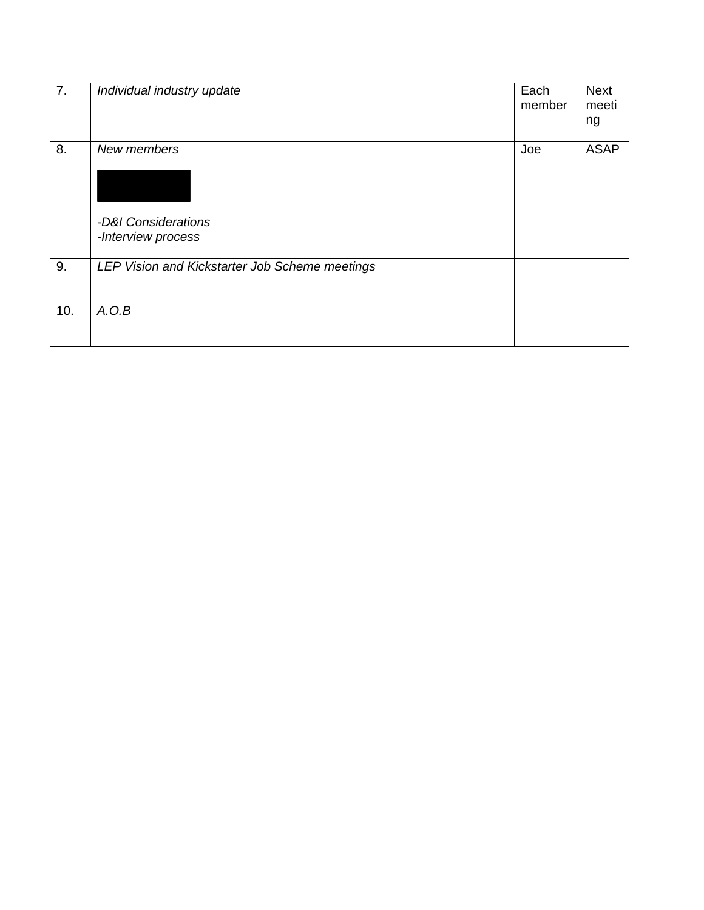| | | | |
|---|---|---|---|
| 7. | *Individual industry update* | Each member | Next meeting |
| 8. | *New members*<br><br>*-D&I Considerations*<br>*-Interview process* | Joe | ASAP |
| 9. | *LEP Vision and Kickstarter Job Scheme meetings* | | |
| 10. | *A.O.B* | | |